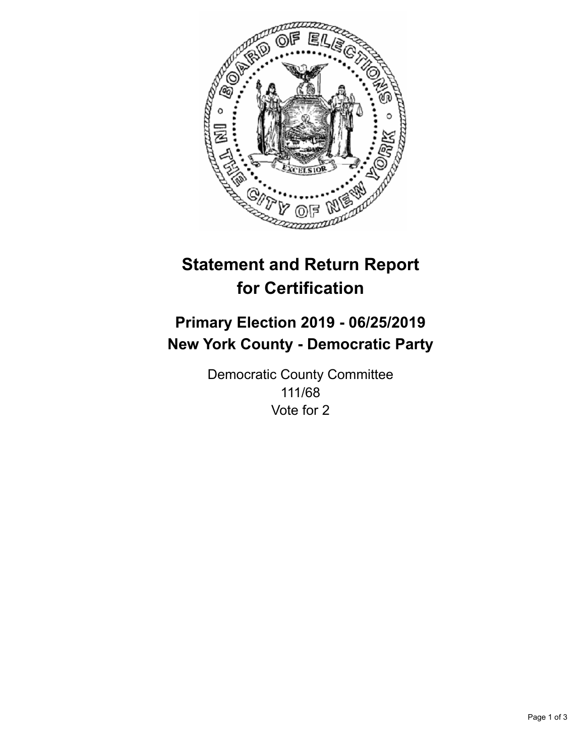# Statement and Return Report for Certification

## Primary Election 2019 - 06/25/2019
## New York County - Democratic Party

Democratic County Committee
111/68
Vote for 2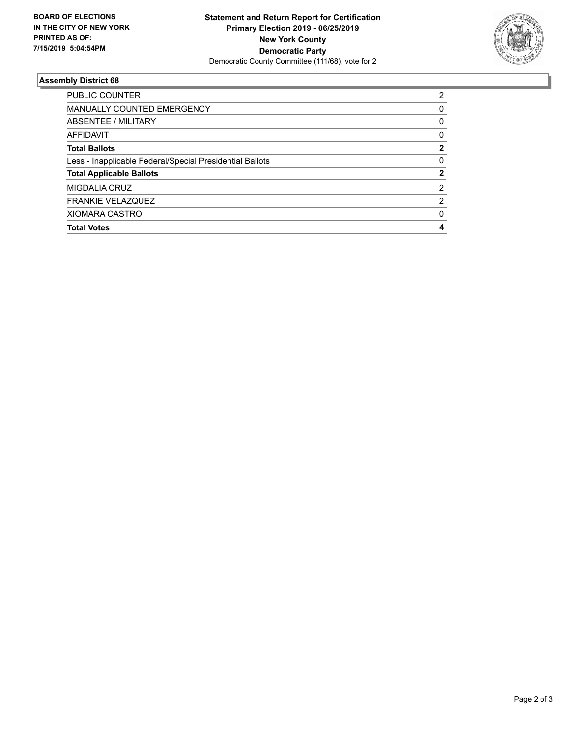BOARD OF ELECTIONS
IN THE CITY OF NEW YORK
PRINTED AS OF:
7/15/2019 5:04:54PM

**Statement and Return Report for Certification**
**Primary Election 2019 - 06/25/2019**
**New York County**
**Democratic Party**
Democratic County Committee (111/68), vote for 2

### Assembly District 68

| | |
|---|---|
| PUBLIC COUNTER | 2 |
| MANUALLY COUNTED EMERGENCY | 0 |
| ABSENTEE / MILITARY | 0 |
| AFFIDAVIT | 0 |
| **Total Ballots** | **2** |
| Less - Inapplicable Federal/Special Presidential Ballots | 0 |
| **Total Applicable Ballots** | **2** |
| MIGDALIA CRUZ | 2 |
| FRANKIE VELAZQUEZ | 2 |
| XIOMARA CASTRO | 0 |
| **Total Votes** | **4** |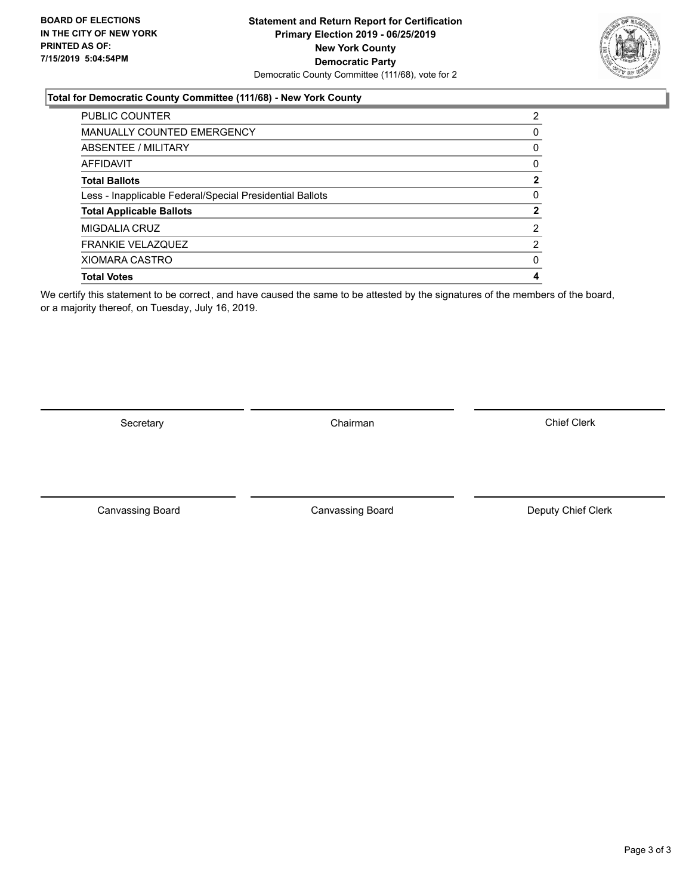**BOARD OF ELECTIONS**
**IN THE CITY OF NEW YORK**
**PRINTED AS OF:**
**7/15/2019 5:04:54PM**

**Statement and Return Report for Certification**
**Primary Election 2019 - 06/25/2019**
**New York County**
**Democratic Party**
Democratic County Committee (111/68), vote for 2

### Total for Democratic County Committee (111/68) - New York County

| | |
|---|---|
| PUBLIC COUNTER | 2 |
| MANUALLY COUNTED EMERGENCY | 0 |
| ABSENTEE / MILITARY | 0 |
| AFFIDAVIT | 0 |
| **Total Ballots** | **2** |
| Less - Inapplicable Federal/Special Presidential Ballots | 0 |
| **Total Applicable Ballots** | **2** |
| MIGDALIA CRUZ | 2 |
| FRANKIE VELAZQUEZ | 2 |
| XIOMARA CASTRO | 0 |
| **Total Votes** | **4** |

We certify this statement to be correct, and have caused the same to be attested by the signatures of the members of the board, or a majority thereof, on Tuesday, July 16, 2019.

Secretary

Chairman

Chief Clerk

Canvassing Board

Canvassing Board

Deputy Chief Clerk